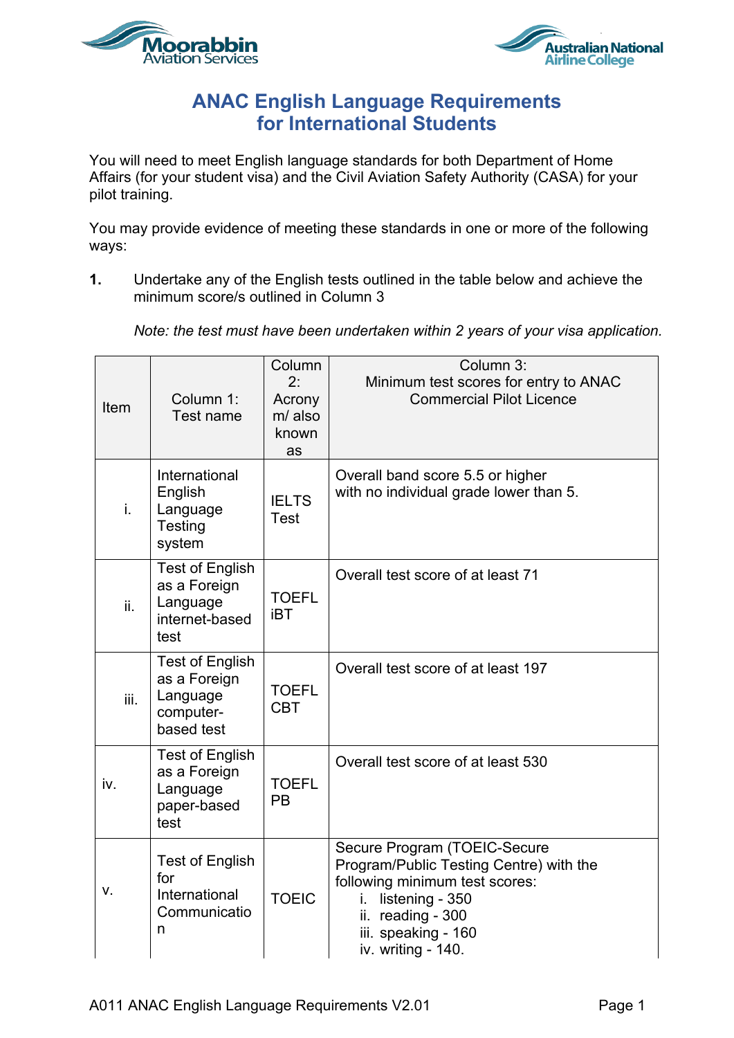# ANAC English Language Requirements for International Students

You will need to meet English language standards for both Department of Home Affairs (for your student visa) and the Civil Aviation Safety Authority (CASA) for your pilot training.

You may provide evidence of meeting these standards in one or more of the following ways:

**1.** Undertake any of the English tests outlined in the table below and achieve the minimum score/s outlined in Column 3

*Note: the test must have been undertaken within 2 years of your visa application.*

| Item | Column 1: Test name | Column 2: Acronym/ also known as | Column 3: Minimum test scores for entry to ANAC Commercial Pilot Licence |
|---|---|---|---|
| i. | International English Language Testing system | IELTS Test | Overall band score 5.5 or higher with no individual grade lower than 5. |
| ii. | Test of English as a Foreign Language internet-based test | TOEFL iBT | Overall test score of at least 71 |
| iii. | Test of English as a Foreign Language computer-based test | TOEFL CBT | Overall test score of at least 197 |
| iv. | Test of English as a Foreign Language paper-based test | TOEFL PB | Overall test score of at least 530 |
| v. | Test of English for International Communication | TOEIC | Secure Program (TOEIC-Secure Program/Public Testing Centre) with the following minimum test scores: i. listening - 350 ii. reading - 300 iii. speaking - 160 iv. writing - 140. |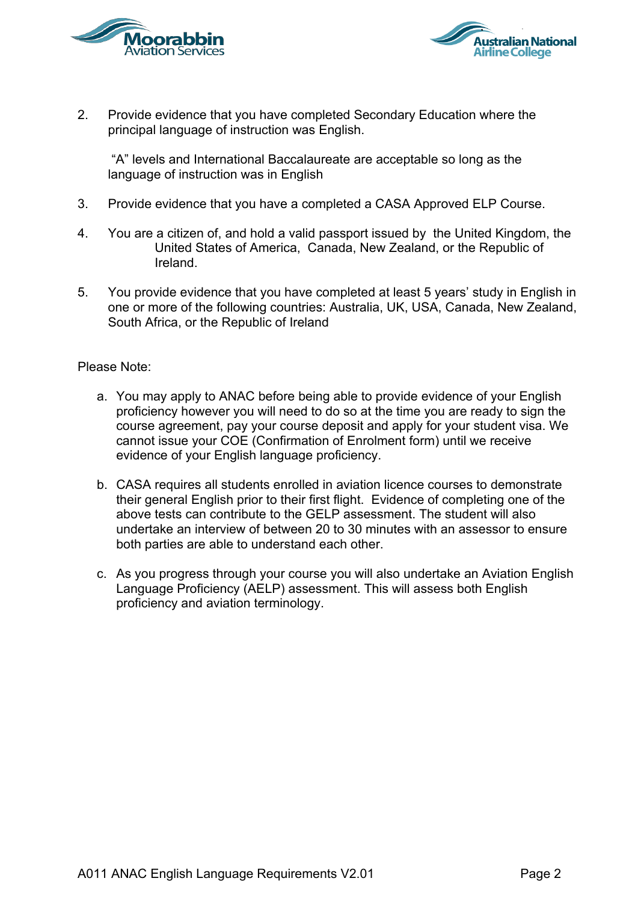2. Provide evidence that you have completed Secondary Education where the principal language of instruction was English.

   "A" levels and International Baccalaureate are acceptable so long as the language of instruction was in English

3. Provide evidence that you have a completed a CASA Approved ELP Course.

4. You are a citizen of, and hold a valid passport issued by the United Kingdom, the United States of America, Canada, New Zealand, or the Republic of Ireland.

5. You provide evidence that you have completed at least 5 years' study in English in one or more of the following countries: Australia, UK, USA, Canada, New Zealand, South Africa, or the Republic of Ireland

Please Note:

a. You may apply to ANAC before being able to provide evidence of your English proficiency however you will need to do so at the time you are ready to sign the course agreement, pay your course deposit and apply for your student visa. We cannot issue your COE (Confirmation of Enrolment form) until we receive evidence of your English language proficiency.

b. CASA requires all students enrolled in aviation licence courses to demonstrate their general English prior to their first flight. Evidence of completing one of the above tests can contribute to the GELP assessment. The student will also undertake an interview of between 20 to 30 minutes with an assessor to ensure both parties are able to understand each other.

c. As you progress through your course you will also undertake an Aviation English Language Proficiency (AELP) assessment. This will assess both English proficiency and aviation terminology.